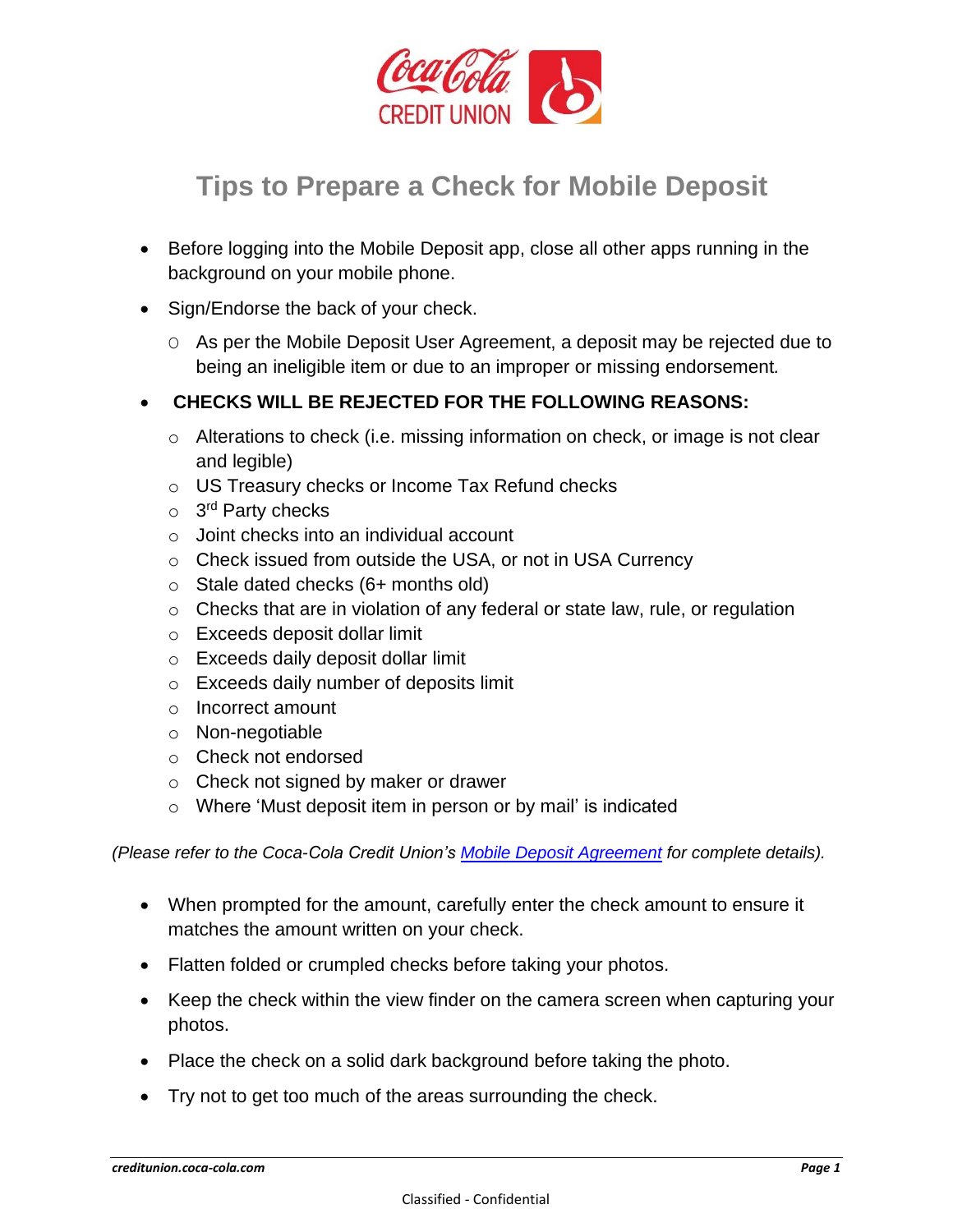# Tips to Prepare a Check for Mobile Deposit

- Before logging into the Mobile Deposit app, close all other apps running in the background on your mobile phone.
- Sign/Endorse the back of your check.
  - As per the Mobile Deposit User Agreement, a deposit may be rejected due to being an ineligible item or due to an improper or missing endorsement.
- **CHECKS WILL BE REJECTED FOR THE FOLLOWING REASONS:**
  - Alterations to check (i.e. missing information on check, or image is not clear and legible)
  - US Treasury checks or Income Tax Refund checks
  - 3rd Party checks
  - Joint checks into an individual account
  - Check issued from outside the USA, or not in USA Currency
  - Stale dated checks (6+ months old)
  - Checks that are in violation of any federal or state law, rule, or regulation
  - Exceeds deposit dollar limit
  - Exceeds daily deposit dollar limit
  - Exceeds daily number of deposits limit
  - Incorrect amount
  - Non-negotiable
  - Check not endorsed
  - Check not signed by maker or drawer
  - Where 'Must deposit item in person or by mail' is indicated

*(Please refer to the Coca-Cola Credit Union's [Mobile Deposit Agreement]() for complete details).*

- When prompted for the amount, carefully enter the check amount to ensure it matches the amount written on your check.
- Flatten folded or crumpled checks before taking your photos.
- Keep the check within the view finder on the camera screen when capturing your photos.
- Place the check on a solid dark background before taking the photo.
- Try not to get too much of the areas surrounding the check.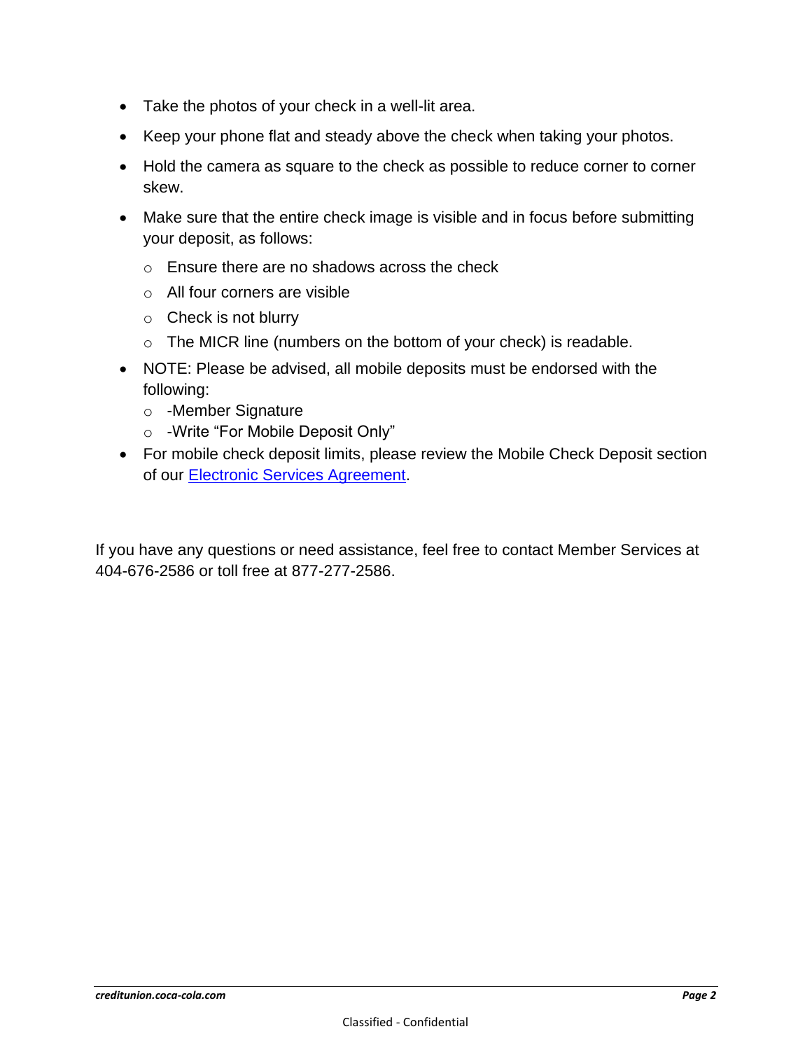- Take the photos of your check in a well-lit area.
- Keep your phone flat and steady above the check when taking your photos.
- Hold the camera as square to the check as possible to reduce corner to corner skew.
- Make sure that the entire check image is visible and in focus before submitting your deposit, as follows:
  - Ensure there are no shadows across the check
  - All four corners are visible
  - Check is not blurry
  - The MICR line (numbers on the bottom of your check) is readable.
- NOTE: Please be advised, all mobile deposits must be endorsed with the following:
  - -Member Signature
  - -Write "For Mobile Deposit Only"
- For mobile check deposit limits, please review the Mobile Check Deposit section of our [Electronic Services Agreement](Electronic Services Agreement).

If you have any questions or need assistance, feel free to contact Member Services at 404-676-2586 or toll free at 877-277-2586.